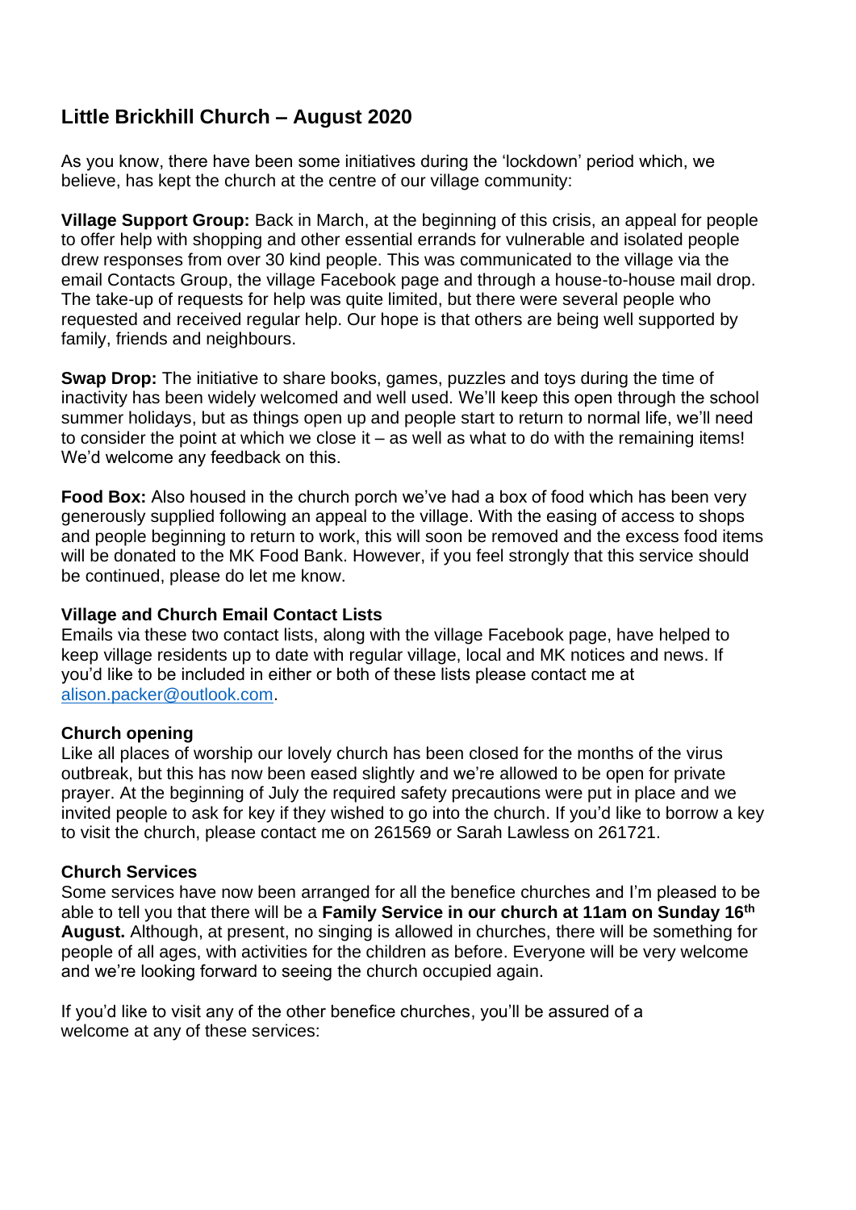# Little Brickhill Church – August 2020

As you know, there have been some initiatives during the 'lockdown' period which, we believe, has kept the church at the centre of our village community:

**Village Support Group:** Back in March, at the beginning of this crisis, an appeal for people to offer help with shopping and other essential errands for vulnerable and isolated people drew responses from over 30 kind people. This was communicated to the village via the email Contacts Group, the village Facebook page and through a house-to-house mail drop. The take-up of requests for help was quite limited, but there were several people who requested and received regular help. Our hope is that others are being well supported by family, friends and neighbours.

**Swap Drop:** The initiative to share books, games, puzzles and toys during the time of inactivity has been widely welcomed and well used. We'll keep this open through the school summer holidays, but as things open up and people start to return to normal life, we'll need to consider the point at which we close it – as well as what to do with the remaining items! We'd welcome any feedback on this.

**Food Box:** Also housed in the church porch we've had a box of food which has been very generously supplied following an appeal to the village. With the easing of access to shops and people beginning to return to work, this will soon be removed and the excess food items will be donated to the MK Food Bank. However, if you feel strongly that this service should be continued, please do let me know.

**Village and Church Email Contact Lists**

Emails via these two contact lists, along with the village Facebook page, have helped to keep village residents up to date with regular village, local and MK notices and news. If you'd like to be included in either or both of these lists please contact me at alison.packer@outlook.com.

**Church opening**

Like all places of worship our lovely church has been closed for the months of the virus outbreak, but this has now been eased slightly and we're allowed to be open for private prayer. At the beginning of July the required safety precautions were put in place and we invited people to ask for key if they wished to go into the church. If you'd like to borrow a key to visit the church, please contact me on 261569 or Sarah Lawless on 261721.

**Church Services**

Some services have now been arranged for all the benefice churches and I'm pleased to be able to tell you that there will be a **Family Service in our church at 11am on Sunday 16th August.** Although, at present, no singing is allowed in churches, there will be something for people of all ages, with activities for the children as before. Everyone will be very welcome and we're looking forward to seeing the church occupied again.

If you'd like to visit any of the other benefice churches, you'll be assured of a welcome at any of these services: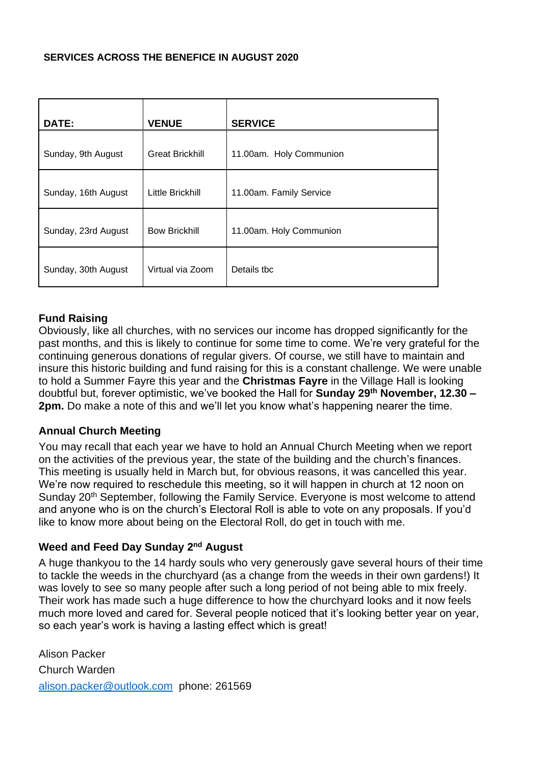**SERVICES ACROSS THE BENEFICE IN AUGUST 2020**

| DATE: | VENUE | SERVICE |
|---|---|---|
| Sunday, 9th August | Great Brickhill | 11.00am. Holy Communion |
| Sunday, 16th August | Little Brickhill | 11.00am. Family Service |
| Sunday, 23rd August | Bow Brickhill | 11.00am. Holy Communion |
| Sunday, 30th August | Virtual via Zoom | Details tbc |

**Fund Raising**

Obviously, like all churches, with no services our income has dropped significantly for the past months, and this is likely to continue for some time to come. We're very grateful for the continuing generous donations of regular givers. Of course, we still have to maintain and insure this historic building and fund raising for this is a constant challenge. We were unable to hold a Summer Fayre this year and the **Christmas Fayre** in the Village Hall is looking doubtful but, forever optimistic, we've booked the Hall for **Sunday 29th November, 12.30 – 2pm.** Do make a note of this and we'll let you know what's happening nearer the time.

**Annual Church Meeting**

You may recall that each year we have to hold an Annual Church Meeting when we report on the activities of the previous year, the state of the building and the church's finances. This meeting is usually held in March but, for obvious reasons, it was cancelled this year. We're now required to reschedule this meeting, so it will happen in church at 12 noon on Sunday 20th September, following the Family Service. Everyone is most welcome to attend and anyone who is on the church's Electoral Roll is able to vote on any proposals. If you'd like to know more about being on the Electoral Roll, do get in touch with me.

**Weed and Feed Day Sunday 2nd August**

A huge thankyou to the 14 hardy souls who very generously gave several hours of their time to tackle the weeds in the churchyard (as a change from the weeds in their own gardens!) It was lovely to see so many people after such a long period of not being able to mix freely. Their work has made such a huge difference to how the churchyard looks and it now feels much more loved and cared for. Several people noticed that it's looking better year on year, so each year's work is having a lasting effect which is great!

Alison Packer

Church Warden

alison.packer@outlook.com phone: 261569